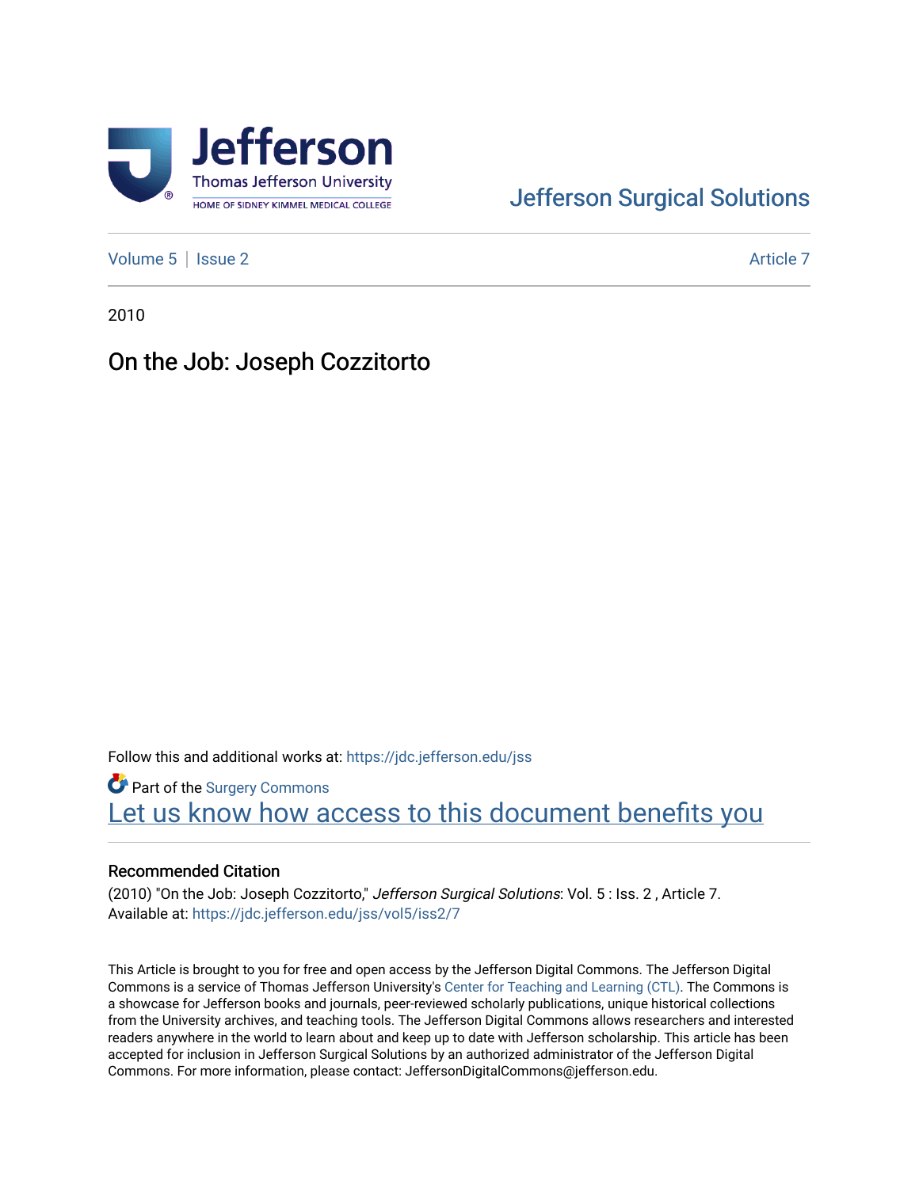Jefferson Surgical Solutions

Volume 5 | Issue 2 Article 7

2010

# On the Job: Joseph Cozzitorto

Follow this and additional works at: https://jdc.jefferson.edu/jss

Part of the Surgery Commons

Let us know how access to this document benefits you

## Recommended Citation

(2010) "On the Job: Joseph Cozzitorto," *Jefferson Surgical Solutions*: Vol. 5 : Iss. 2 , Article 7.
Available at: https://jdc.jefferson.edu/jss/vol5/iss2/7

This Article is brought to you for free and open access by the Jefferson Digital Commons. The Jefferson Digital Commons is a service of Thomas Jefferson University's Center for Teaching and Learning (CTL). The Commons is a showcase for Jefferson books and journals, peer-reviewed scholarly publications, unique historical collections from the University archives, and teaching tools. The Jefferson Digital Commons allows researchers and interested readers anywhere in the world to learn about and keep up to date with Jefferson scholarship. This article has been accepted for inclusion in Jefferson Surgical Solutions by an authorized administrator of the Jefferson Digital Commons. For more information, please contact: JeffersonDigitalCommons@jefferson.edu.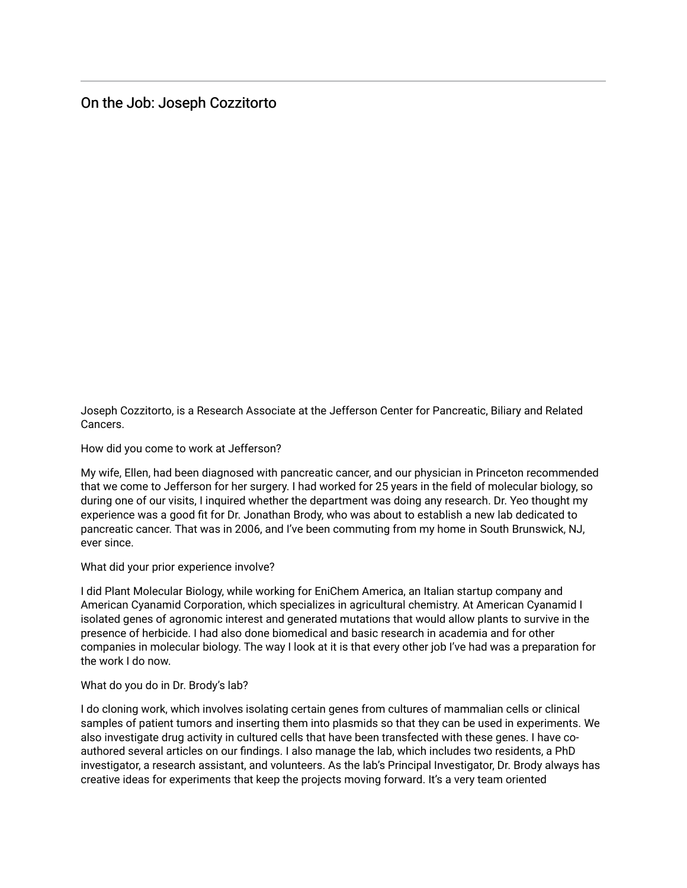## On the Job: Joseph Cozzitorto

Joseph Cozzitorto, is a Research Associate at the Jefferson Center for Pancreatic, Biliary and Related Cancers.

How did you come to work at Jefferson?

My wife, Ellen, had been diagnosed with pancreatic cancer, and our physician in Princeton recommended that we come to Jefferson for her surgery. I had worked for 25 years in the field of molecular biology, so during one of our visits, I inquired whether the department was doing any research. Dr. Yeo thought my experience was a good fit for Dr. Jonathan Brody, who was about to establish a new lab dedicated to pancreatic cancer. That was in 2006, and I've been commuting from my home in South Brunswick, NJ, ever since.

What did your prior experience involve?

I did Plant Molecular Biology, while working for EniChem America, an Italian startup company and American Cyanamid Corporation, which specializes in agricultural chemistry. At American Cyanamid I isolated genes of agronomic interest and generated mutations that would allow plants to survive in the presence of herbicide. I had also done biomedical and basic research in academia and for other companies in molecular biology. The way I look at it is that every other job I've had was a preparation for the work I do now.

What do you do in Dr. Brody's lab?

I do cloning work, which involves isolating certain genes from cultures of mammalian cells or clinical samples of patient tumors and inserting them into plasmids so that they can be used in experiments. We also investigate drug activity in cultured cells that have been transfected with these genes. I have co-authored several articles on our findings. I also manage the lab, which includes two residents, a PhD investigator, a research assistant, and volunteers. As the lab's Principal Investigator, Dr. Brody always has creative ideas for experiments that keep the projects moving forward. It's a very team oriented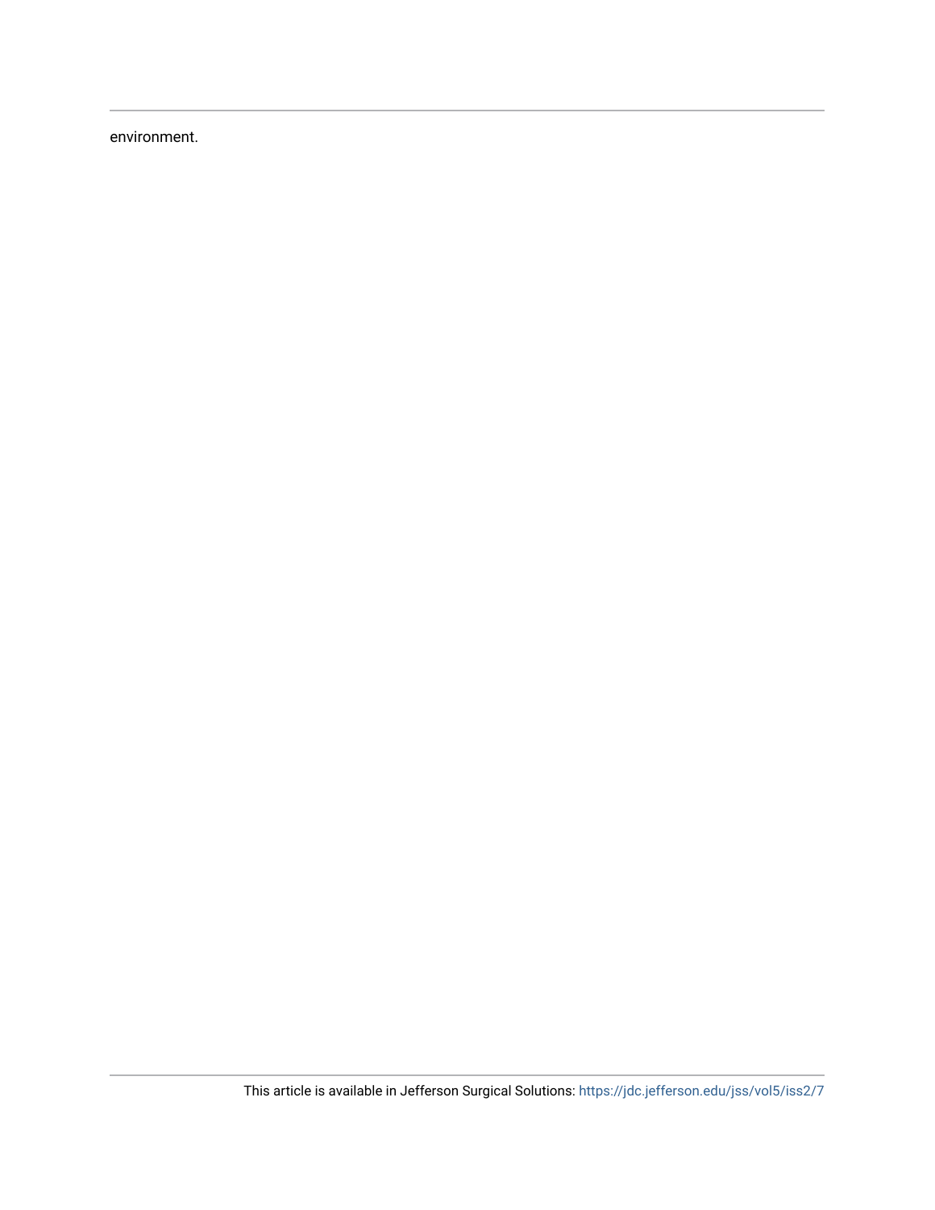environment.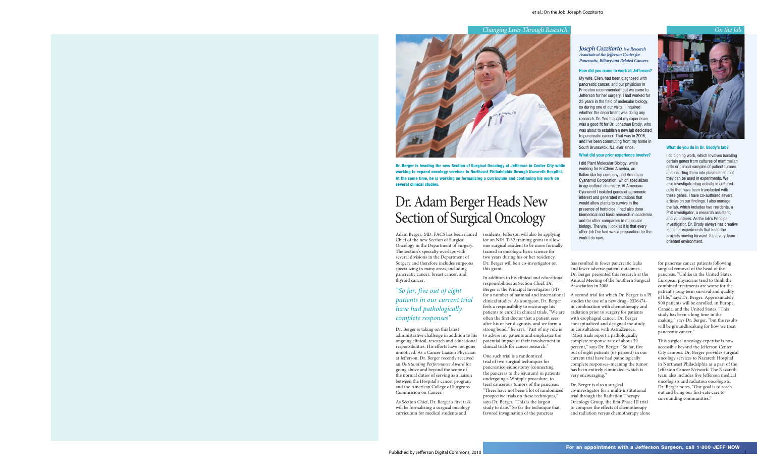Changing Lives Through Research

Dr. Berger is heading the new Section of Surgical Oncology at Jefferson in Center City while working to expand oncology services to Northeast Philadelphia through Nazareth Hospital. At the same time, he is working on formalizing a curriculum and continuing his work on several clinical studies.

# Dr. Adam Berger Heads New Section of Surgical Oncology

Adam Berger, MD, FACS has been named Chief of the new Section of Surgical Oncology in the Department of Surgery. The section's specialty overlaps with several divisions in the Department of Surgery and therefore includes surgeons specializing in many areas, including pancreatic cancer, breast cancer, and thyroid cancer.

*"So far, five out of eight patients in our current trial have had pathologically complete responses"*

Dr. Berger is taking on this latest administrative challenge in addition to his ongoing clinical, research and educational responsibilities. His efforts have not gone unnoticed. As a Cancer Liaison Physician at Jefferson, Dr. Berger recently received an *Outstanding Performance Award* for going above and beyond the scope of the normal duties of serving as a liaison between the Hospital's cancer program and the American College of Surgeons Commission on Cancer.

As Section Chief, Dr. Berger's first task will be formalizing a surgical oncology curriculum for medical students and residents. Jefferson will also be applying for an NIH T-32 training grant to allow one surgical resident to be more formally trained in oncologic basic science for two years during his or her residency. Dr. Berger will be a co-investigator on this grant.

In addition to his clinical and educational responsibilities as Section Chief, Dr. Berger is the Principal Investigator (PI) for a number of national and international clinical studies. As a surgeon, Dr. Berger feels a responsibility to encourage his patients to enroll in clinical trials. "We are often the first doctor that a patient sees after his or her diagnosis, and we form a strong bond," he says. "Part of my role is to advise my patients and emphasize the potential impact of their involvement in clinical trials for cancer research."

One such trial is a randomized trial of two surgical techniques for pancreaticojejunostomy (connecting the pancreas to the jejunum) in patients undergoing a Whipple procedure, to treat cancerous tumors of the pancreas. "There have not been a lot of randomized prospective trials on these techniques," says Dr. Berger, "This is the largest study to date." So far the technique that favored invagination of the pancreas has resulted in fewer pancreatic leaks and fewer adverse patient outcomes. Dr. Berger presented this research at the Annual Meeting of the Southern Surgical Association in 2008.

A second trial for which Dr. Berger is a PI studies the use of a new drug– ZD6474– in combination with chemotherapy and radiation prior to surgery for patients with esophageal cancer. Dr. Berger conceptualized and designed the study in consultation with AstraZeneca. "Most trials report a pathologically complete response rate of about 20 percent," says Dr. Berger. "So far, five out of eight patients (63 percent) in our current trial have had pathologically complete responses–meaning the tumor has been entirely eliminated–which is very encouraging."

Dr. Berger is also a surgical co-investigator for a multi-institutional trial through the Radiation Therapy Oncology Group, the first Phase III trial to compare the effects of chemotherapy and radiation versus chemotherapy alone for pancreas cancer patients following surgical removal of the head of the pancreas. "Unlike in the United States, European physicians tend to think the combined treatments are worse for the patient's long-term survival and quality of life," says Dr. Berger. Approximately 900 patients will be enrolled, in Europe, Canada, and the United States. "This study has been a long time in the making," says Dr. Berger, "but the results will be groundbreaking for how we treat pancreatic cancer."

This surgical oncology expertise is now accessible beyond the Jefferson Center City campus. Dr. Berger provides surgical oncology services to Nazareth Hospital in Northeast Philadelphia as a part of the Jefferson Cancer Network. The Nazareth team also includes five Jefferson medical oncologists and radiation oncologists. Dr. Berger notes, "Our goal is to reach out and bring our first-rate care to surrounding communities."

On the Job

***Joseph Cozzitorto**, is a Research Associate at the Jefferson Center for Pancreatic, Biliary and Related Cancers.*

**How did you come to work at Jefferson?**

My wife, Ellen, had been diagnosed with pancreatic cancer, and our physician in Princeton recommended that we come to Jefferson for her surgery. I had worked for 25 years in the field of molecular biology, so during one of our visits, I inquired whether the department was doing any research. Dr. Yeo thought my experience was a good fit for Dr. Jonathan Brody, who was about to establish a new lab dedicated to pancreatic cancer. That was in 2006, and I've been commuting from my home in South Brunswick, NJ, ever since.

**What did your prior experience involve?**

I did Plant Molecular Biology, while working for EniChem America, an Italian startup company and American Cyanamid Corporation, which specializes in agricultural chemistry. At American Cyanamid I isolated genes of agronomic interest and generated mutations that would allow plants to survive in the presence of herbicide. I had also done biomedical and basic research in academia and for other companies in molecular biology. The way I look at it is that every other job I've had was a preparation for the work I do now.

**What do you do in Dr. Brody's lab?**

I do cloning work, which involves isolating certain genes from cultures of mammalian cells or clinical samples of patient tumors and inserting them into plasmids so that they can be used in experiments. We also investigate drug activity in cultured cells that have been transfected with these genes. I have co-authored several articles on our findings. I also manage the lab, which includes two residents, a PhD investigator, a research assistant, and volunteers. As the lab's Principal Investigator, Dr. Brody always has creative ideas for experiments that keep the projects moving forward. It's a very team-oriented environment.

For an appointment with a Jefferson Surgeon, call 1-800-JEFF-NOW